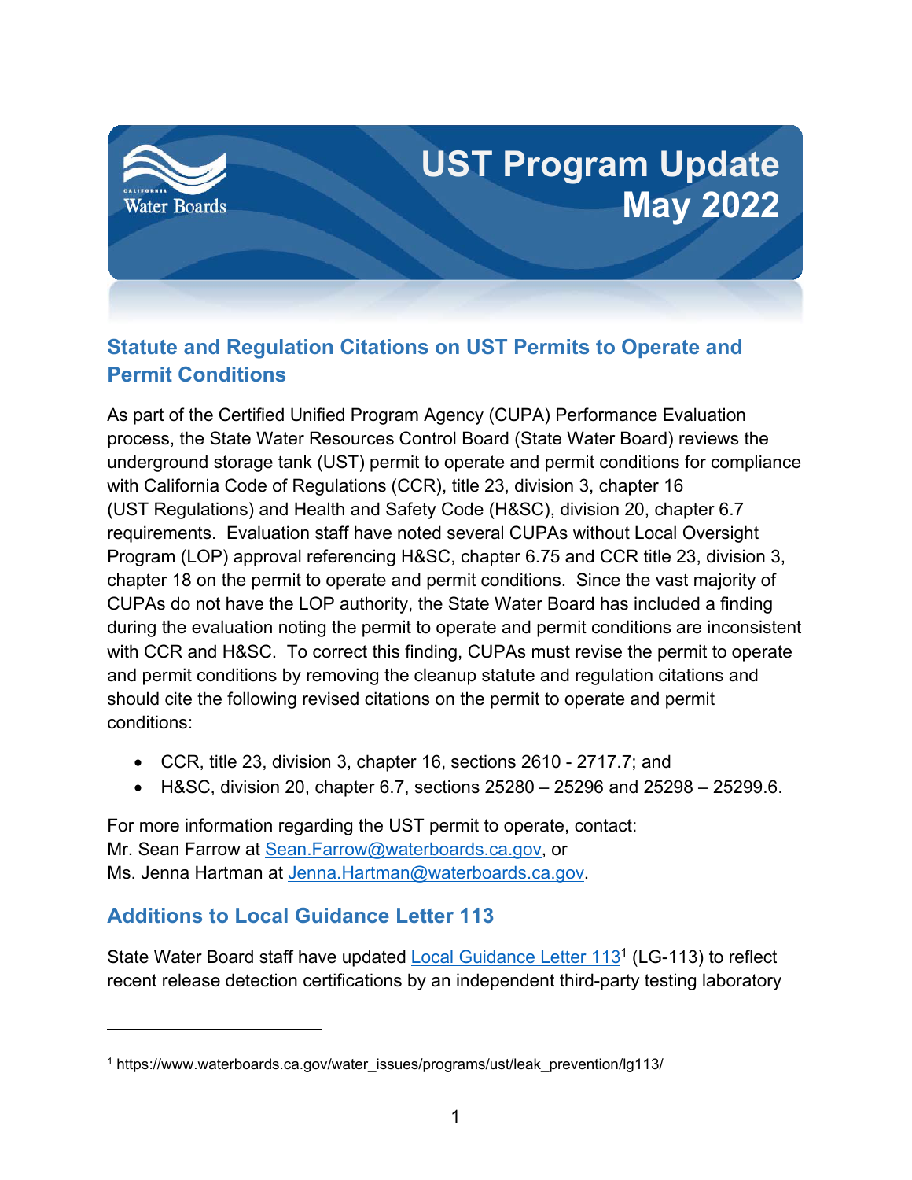# UST Program Update May 2022

## Statute and Regulation Citations on UST Permits to Operate and Permit Conditions

As part of the Certified Unified Program Agency (CUPA) Performance Evaluation process, the State Water Resources Control Board (State Water Board) reviews the underground storage tank (UST) permit to operate and permit conditions for compliance with California Code of Regulations (CCR), title 23, division 3, chapter 16 (UST Regulations) and Health and Safety Code (H&SC), division 20, chapter 6.7 requirements. Evaluation staff have noted several CUPAs without Local Oversight Program (LOP) approval referencing H&SC, chapter 6.75 and CCR title 23, division 3, chapter 18 on the permit to operate and permit conditions. Since the vast majority of CUPAs do not have the LOP authority, the State Water Board has included a finding during the evaluation noting the permit to operate and permit conditions are inconsistent with CCR and H&SC. To correct this finding, CUPAs must revise the permit to operate and permit conditions by removing the cleanup statute and regulation citations and should cite the following revised citations on the permit to operate and permit conditions:

- CCR, title 23, division 3, chapter 16, sections 2610 - 2717.7; and
- H&SC, division 20, chapter 6.7, sections 25280 – 25296 and 25298 – 25299.6.

For more information regarding the UST permit to operate, contact:
Mr. Sean Farrow at Sean.Farrow@waterboards.ca.gov, or
Ms. Jenna Hartman at Jenna.Hartman@waterboards.ca.gov.

## Additions to Local Guidance Letter 113

State Water Board staff have updated Local Guidance Letter 113[1] (LG-113) to reflect recent release detection certifications by an independent third-party testing laboratory

---

[1] https://www.waterboards.ca.gov/water_issues/programs/ust/leak_prevention/lg113/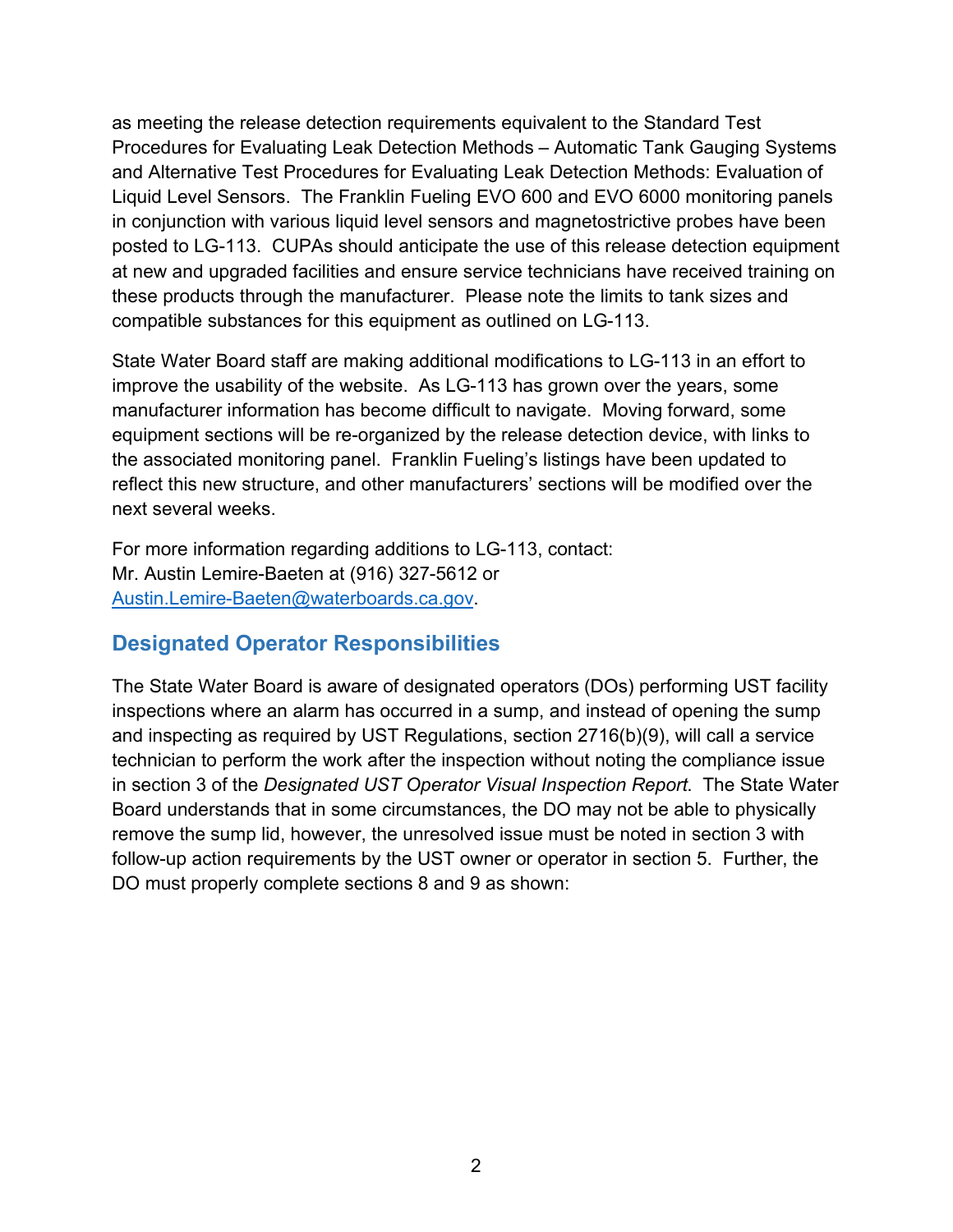as meeting the release detection requirements equivalent to the Standard Test Procedures for Evaluating Leak Detection Methods – Automatic Tank Gauging Systems and Alternative Test Procedures for Evaluating Leak Detection Methods: Evaluation of Liquid Level Sensors. The Franklin Fueling EVO 600 and EVO 6000 monitoring panels in conjunction with various liquid level sensors and magnetostrictive probes have been posted to LG-113. CUPAs should anticipate the use of this release detection equipment at new and upgraded facilities and ensure service technicians have received training on these products through the manufacturer. Please note the limits to tank sizes and compatible substances for this equipment as outlined on LG-113.

State Water Board staff are making additional modifications to LG-113 in an effort to improve the usability of the website. As LG-113 has grown over the years, some manufacturer information has become difficult to navigate. Moving forward, some equipment sections will be re-organized by the release detection device, with links to the associated monitoring panel. Franklin Fueling's listings have been updated to reflect this new structure, and other manufacturers' sections will be modified over the next several weeks.

For more information regarding additions to LG-113, contact:
Mr. Austin Lemire-Baeten at (916) 327-5612 or
[Austin.Lemire-Baeten@waterboards.ca.gov](mailto:Austin.Lemire-Baeten@waterboards.ca.gov).

## Designated Operator Responsibilities

The State Water Board is aware of designated operators (DOs) performing UST facility inspections where an alarm has occurred in a sump, and instead of opening the sump and inspecting as required by UST Regulations, section 2716(b)(9), will call a service technician to perform the work after the inspection without noting the compliance issue in section 3 of the *Designated UST Operator Visual Inspection Report*. The State Water Board understands that in some circumstances, the DO may not be able to physically remove the sump lid, however, the unresolved issue must be noted in section 3 with follow-up action requirements by the UST owner or operator in section 5. Further, the DO must properly complete sections 8 and 9 as shown: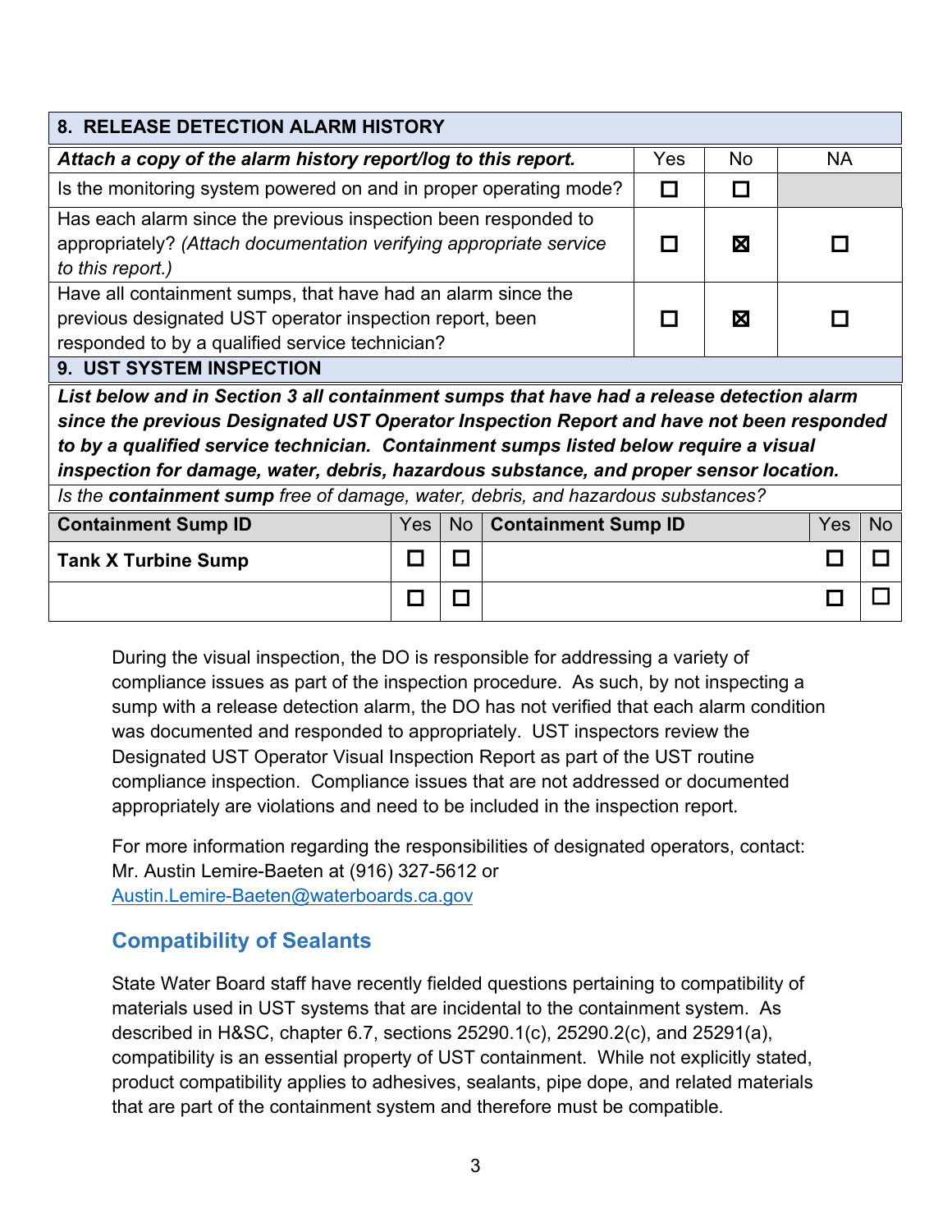| **8. RELEASE DETECTION ALARM HISTORY** | | | |
|---|---|---|---|
| ***Attach a copy of the alarm history report/log to this report.*** | Yes | No | NA |
| Is the monitoring system powered on and in proper operating mode? | ☐ | ☐ | |
| Has each alarm since the previous inspection been responded to appropriately? *(Attach documentation verifying appropriate service to this report.)* | ☐ | ☒ | ☐ |
| Have all containment sumps, that have had an alarm since the previous designated UST operator inspection report, been responded to by a qualified service technician? | ☐ | ☒ | ☐ |

| **9. UST SYSTEM INSPECTION** | | | | | |
|---|---|---|---|---|---|
| ***List below and in Section 3 all containment sumps that have had a release detection alarm since the previous Designated UST Operator Inspection Report and have not been responded to by a qualified service technician. Containment sumps listed below require a visual inspection for damage, water, debris, hazardous substance, and proper sensor location.*** | | | | | |
| *Is the **containment sump** free of damage, water, debris, and hazardous substances?* | | | | | |
| **Containment Sump ID** | Yes | No | **Containment Sump ID** | Yes | No |
| **Tank X Turbine Sump** | ☐ | ☐ | | ☐ | ☐ |
| | ☐ | ☐ | | ☐ | ☐ |

During the visual inspection, the DO is responsible for addressing a variety of compliance issues as part of the inspection procedure. As such, by not inspecting a sump with a release detection alarm, the DO has not verified that each alarm condition was documented and responded to appropriately. UST inspectors review the Designated UST Operator Visual Inspection Report as part of the UST routine compliance inspection. Compliance issues that are not addressed or documented appropriately are violations and need to be included in the inspection report.

For more information regarding the responsibilities of designated operators, contact:
Mr. Austin Lemire-Baeten at (916) 327-5612 or
Austin.Lemire-Baeten@waterboards.ca.gov

## Compatibility of Sealants

State Water Board staff have recently fielded questions pertaining to compatibility of materials used in UST systems that are incidental to the containment system. As described in H&SC, chapter 6.7, sections 25290.1(c), 25290.2(c), and 25291(a), compatibility is an essential property of UST containment. While not explicitly stated, product compatibility applies to adhesives, sealants, pipe dope, and related materials that are part of the containment system and therefore must be compatible.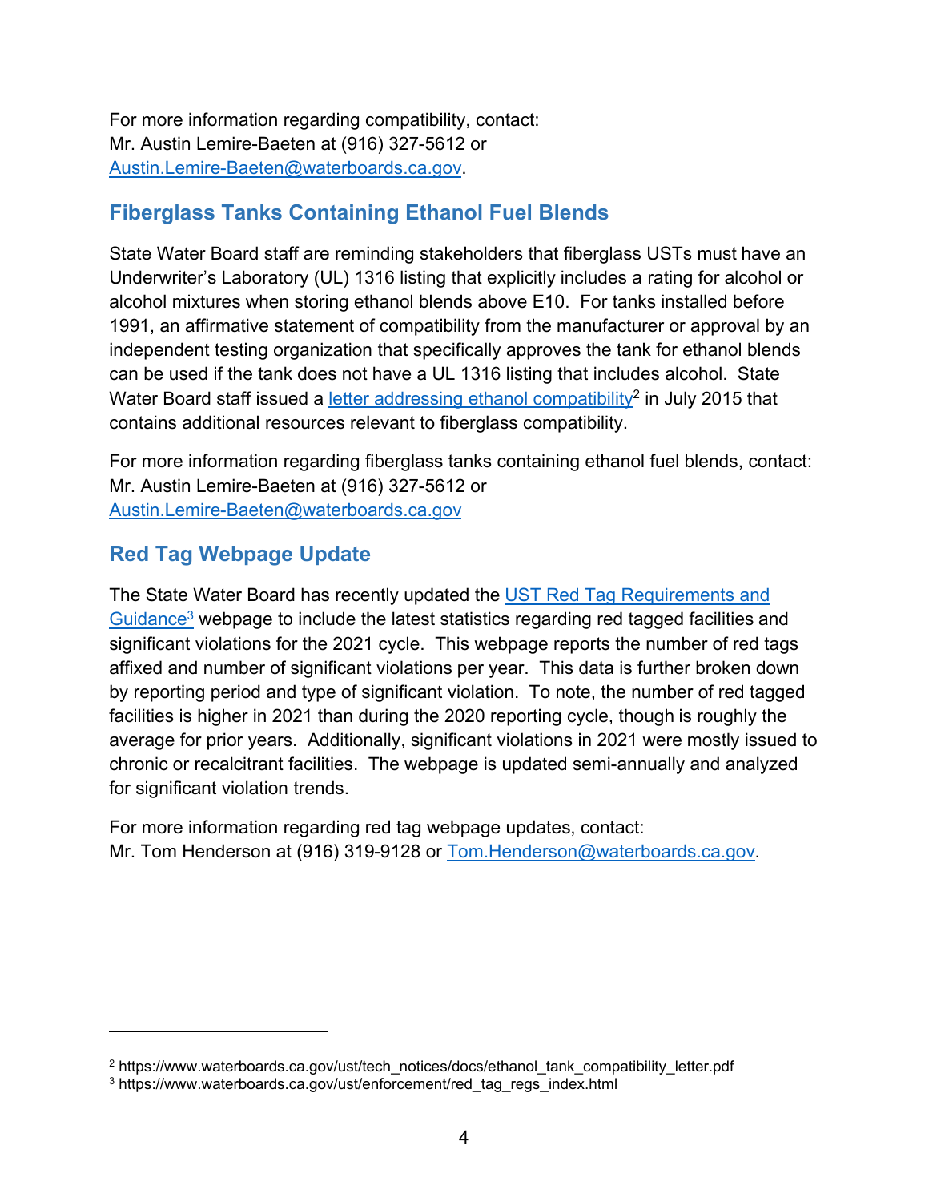For more information regarding compatibility, contact:
Mr. Austin Lemire-Baeten at (916) 327-5612 or
Austin.Lemire-Baeten@waterboards.ca.gov.

## Fiberglass Tanks Containing Ethanol Fuel Blends

State Water Board staff are reminding stakeholders that fiberglass USTs must have an Underwriter's Laboratory (UL) 1316 listing that explicitly includes a rating for alcohol or alcohol mixtures when storing ethanol blends above E10. For tanks installed before 1991, an affirmative statement of compatibility from the manufacturer or approval by an independent testing organization that specifically approves the tank for ethanol blends can be used if the tank does not have a UL 1316 listing that includes alcohol. State Water Board staff issued a letter addressing ethanol compatibility[2] in July 2015 that contains additional resources relevant to fiberglass compatibility.

For more information regarding fiberglass tanks containing ethanol fuel blends, contact:
Mr. Austin Lemire-Baeten at (916) 327-5612 or
Austin.Lemire-Baeten@waterboards.ca.gov

## Red Tag Webpage Update

The State Water Board has recently updated the UST Red Tag Requirements and Guidance[3] webpage to include the latest statistics regarding red tagged facilities and significant violations for the 2021 cycle. This webpage reports the number of red tags affixed and number of significant violations per year. This data is further broken down by reporting period and type of significant violation. To note, the number of red tagged facilities is higher in 2021 than during the 2020 reporting cycle, though is roughly the average for prior years. Additionally, significant violations in 2021 were mostly issued to chronic or recalcitrant facilities. The webpage is updated semi-annually and analyzed for significant violation trends.

For more information regarding red tag webpage updates, contact:
Mr. Tom Henderson at (916) 319-9128 or Tom.Henderson@waterboards.ca.gov.

---

[2] https://www.waterboards.ca.gov/ust/tech_notices/docs/ethanol_tank_compatibility_letter.pdf
[3] https://www.waterboards.ca.gov/ust/enforcement/red_tag_regs_index.html